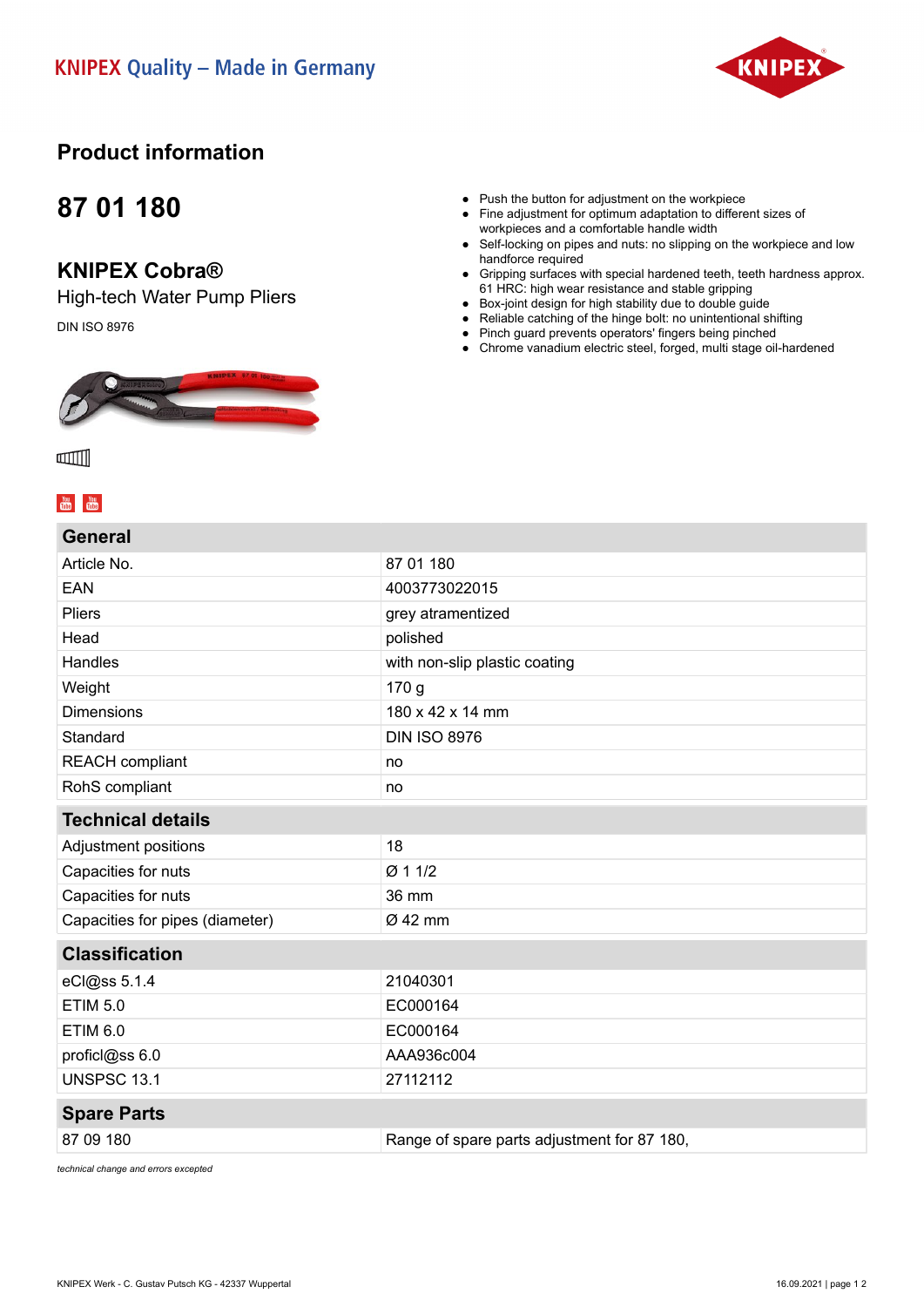KNIPEX Quality – Made in Germany

# Product information

## 87 01 180

## KNIPEX Cobra®

High-tech Water Pump Pliers

DIN ISO 8976

- Push the button for adjustment on the workpiece
- Fine adjustment for optimum adaptation to different sizes of workpieces and a comfortable handle width
- Self-locking on pipes and nuts: no slipping on the workpiece and low handforce required
- Gripping surfaces with special hardened teeth, teeth hardness approx. 61 HRC: high wear resistance and stable gripping
- Box-joint design for high stability due to double guide
- Reliable catching of the hinge bolt: no unintentional shifting
- Pinch guard prevents operators' fingers being pinched
- Chrome vanadium electric steel, forged, multi stage oil-hardened

| General | |
|---|---|
| Article No. | 87 01 180 |
| EAN | 4003773022015 |
| Pliers | grey atramentized |
| Head | polished |
| Handles | with non-slip plastic coating |
| Weight | 170 g |
| Dimensions | 180 x 42 x 14 mm |
| Standard | DIN ISO 8976 |
| REACH compliant | no |
| RohS compliant | no |

| Technical details | |
|---|---|
| Adjustment positions | 18 |
| Capacities for nuts | Ø 1 1/2 |
| Capacities for nuts | 36 mm |
| Capacities for pipes (diameter) | Ø 42 mm |

| Classification | |
|---|---|
| eCl@ss 5.1.4 | 21040301 |
| ETIM 5.0 | EC000164 |
| ETIM 6.0 | EC000164 |
| proficl@ss 6.0 | AAA936c004 |
| UNSPSC 13.1 | 27112112 |

| Spare Parts | |
|---|---|
| 87 09 180 | Range of spare parts adjustment for 87 180, |

*technical change and errors excepted*

KNIPEX Werk - C. Gustav Putsch KG - 42337 Wuppertal

16.09.2021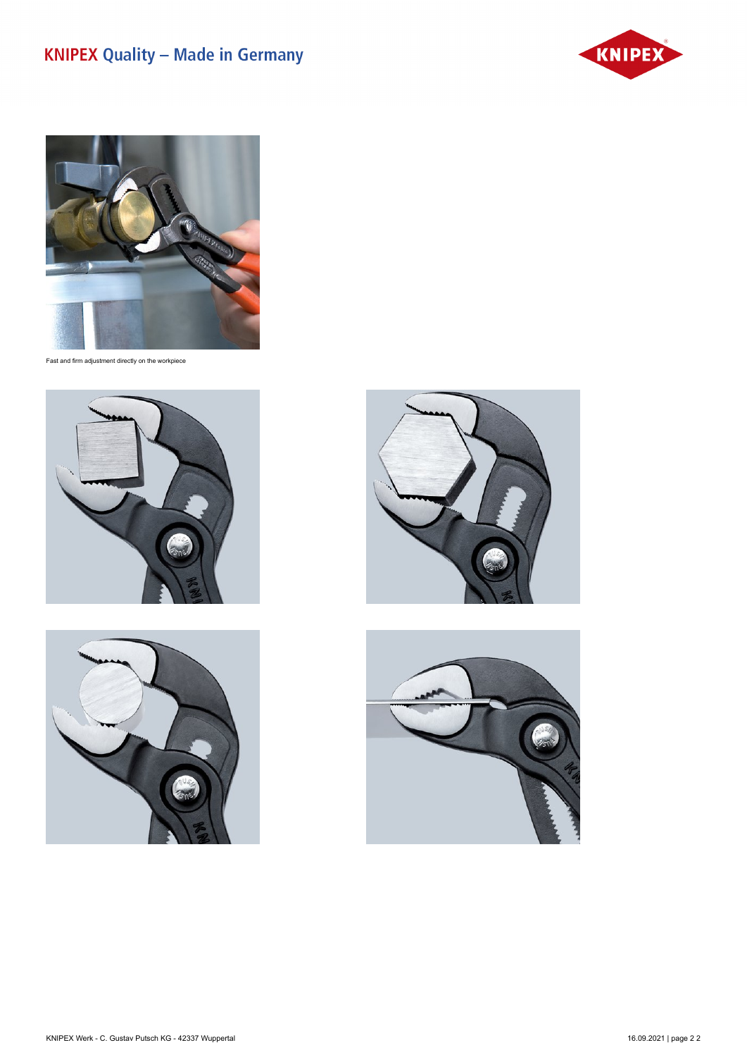Fast and firm adjustment directly on the workpiece